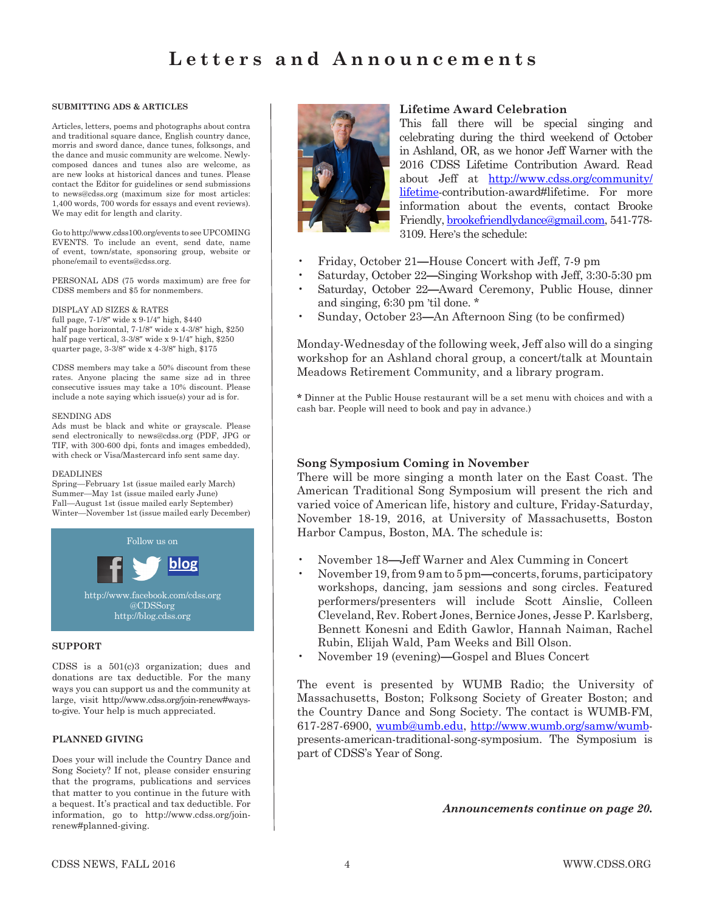# Letters and Announcements

### SUBMITTING ADS & ARTICLES

Articles, letters, poems and photographs about contra and traditional square dance, English country dance, morris and sword dance, dance tunes, folksongs, and the dance and music community are welcome. Newly-composed dances and tunes also are welcome, as are new looks at historical dances and tunes. Please contact the Editor for guidelines or send submissions to news@cdss.org (maximum size for most articles: 1,400 words, 700 words for essays and event reviews). We may edit for length and clarity.

Go to http://www.cdss100.org/events to see UPCOMING EVENTS. To include an event, send date, name of event, town/state, sponsoring group, website or phone/email to events@cdss.org.

PERSONAL ADS (75 words maximum) are free for CDSS members and $5 for nonmembers.

DISPLAY AD SIZES & RATES
full page, 7-1/8″ wide x 9-1/4″ high, $440
half page horizontal, 7-1/8″ wide x 4-3/8″ high, $250
half page vertical, 3-3/8″ wide x 9-1/4″ high, $250
quarter page, 3-3/8″ wide x 4-3/8″ high, $175

CDSS members may take a 50% discount from these rates. Anyone placing the same size ad in three consecutive issues may take a 10% discount. Please include a note saying which issue(s) your ad is for.

SENDING ADS
Ads must be black and white or grayscale. Please send electronically to news@cdss.org (PDF, JPG or TIF, with 300-600 dpi, fonts and images embedded), with check or Visa/Mastercard info sent same day.

DEADLINES
Spring—February 1st (issue mailed early March)
Summer—May 1st (issue mailed early June)
Fall—August 1st (issue mailed early September)
Winter—November 1st (issue mailed early December)

Follow us on

blog

http://www.facebook.com/cdss.org
@CDSSorg
http://blog.cdss.org

### SUPPORT

CDSS is a 501(c)3 organization; dues and donations are tax deductible. For the many ways you can support us and the community at large, visit http://www.cdss.org/join-renew#ways-to-give. Your help is much appreciated.

### PLANNED GIVING

Does your will include the Country Dance and Song Society? If not, please consider ensuring that the programs, publications and services that matter to you continue in the future with a bequest. It's practical and tax deductible. For information, go to http://www.cdss.org/join-renew#planned-giving.

### Lifetime Award Celebration

This fall there will be special singing and celebrating during the third weekend of October in Ashland, OR, as we honor Jeff Warner with the 2016 CDSS Lifetime Contribution Award. Read about Jeff at http://www.cdss.org/community/lifetime-contribution-award#lifetime. For more information about the events, contact Brooke Friendly, brookefriendlydance@gmail.com, 541-778-3109. Here's the schedule:

- Friday, October 21—House Concert with Jeff, 7-9 pm
- Saturday, October 22—Singing Workshop with Jeff, 3:30-5:30 pm
- Saturday, October 22—Award Ceremony, Public House, dinner and singing, 6:30 pm 'til done. *
- Sunday, October 23—An Afternoon Sing (to be confirmed)

Monday-Wednesday of the following week, Jeff also will do a singing workshop for an Ashland choral group, a concert/talk at Mountain Meadows Retirement Community, and a library program.

**\*** Dinner at the Public House restaurant will be a set menu with choices and with a cash bar. People will need to book and pay in advance.)

### Song Symposium Coming in November

There will be more singing a month later on the East Coast. The American Traditional Song Symposium will present the rich and varied voice of American life, history and culture, Friday-Saturday, November 18-19, 2016, at University of Massachusetts, Boston Harbor Campus, Boston, MA. The schedule is:

- November 18—Jeff Warner and Alex Cumming in Concert
- November 19, from 9 am to 5 pm—concerts, forums, participatory workshops, dancing, jam sessions and song circles. Featured performers/presenters will include Scott Ainslie, Colleen Cleveland, Rev. Robert Jones, Bernice Jones, Jesse P. Karlsberg, Bennett Konesni and Edith Gawlor, Hannah Naiman, Rachel Rubin, Elijah Wald, Pam Weeks and Bill Olson.
- November 19 (evening)—Gospel and Blues Concert

The event is presented by WUMB Radio; the University of Massachusetts, Boston; Folksong Society of Greater Boston; and the Country Dance and Song Society. The contact is WUMB-FM, 617-287-6900, wumb@umb.edu, http://www.wumb.org/samw/wumb-presents-american-traditional-song-symposium. The Symposium is part of CDSS's Year of Song.

***Announcements continue on page 20.***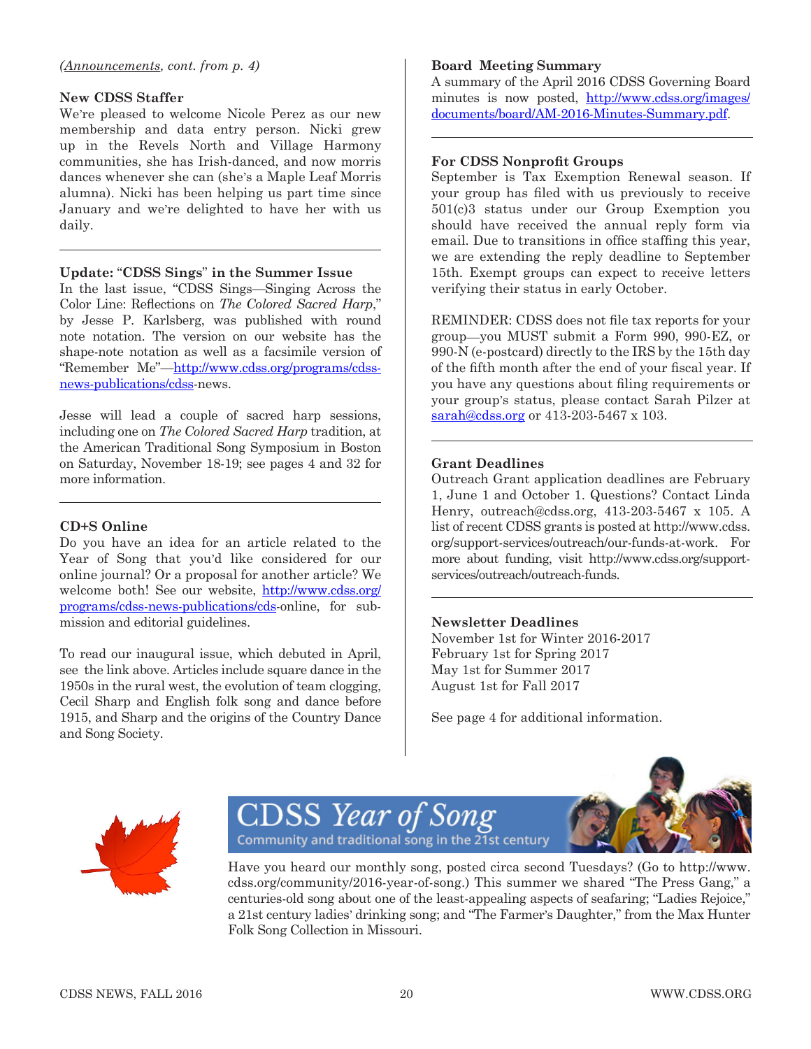*(Announcements, cont. from p. 4)*

**New CDSS Staffer**

We're pleased to welcome Nicole Perez as our new membership and data entry person. Nicki grew up in the Revels North and Village Harmony communities, she has Irish-danced, and now morris dances whenever she can (she's a Maple Leaf Morris alumna). Nicki has been helping us part time since January and we're delighted to have her with us daily.

**Update: "CDSS Sings" in the Summer Issue**

In the last issue, "CDSS Sings—Singing Across the Color Line: Reflections on *The Colored Sacred Harp*," by Jesse P. Karlsberg, was published with round note notation. The version on our website has the shape-note notation as well as a facsimile version of "Remember Me"—http://www.cdss.org/programs/cdss-news-publications/cdss-news.

Jesse will lead a couple of sacred harp sessions, including one on *The Colored Sacred Harp* tradition, at the American Traditional Song Symposium in Boston on Saturday, November 18-19; see pages 4 and 32 for more information.

**CD+S Online**

Do you have an idea for an article related to the Year of Song that you'd like considered for our online journal? Or a proposal for another article? We welcome both! See our website, http://www.cdss.org/programs/cdss-news-publications/cds-online, for submission and editorial guidelines.

To read our inaugural issue, which debuted in April, see the link above. Articles include square dance in the 1950s in the rural west, the evolution of team clogging, Cecil Sharp and English folk song and dance before 1915, and Sharp and the origins of the Country Dance and Song Society.

**Board Meeting Summary**

A summary of the April 2016 CDSS Governing Board minutes is now posted, http://www.cdss.org/images/documents/board/AM-2016-Minutes-Summary.pdf.

**For CDSS Nonprofit Groups**

September is Tax Exemption Renewal season. If your group has filed with us previously to receive 501(c)3 status under our Group Exemption you should have received the annual reply form via email. Due to transitions in office staffing this year, we are extending the reply deadline to September 15th. Exempt groups can expect to receive letters verifying their status in early October.

REMINDER: CDSS does not file tax reports for your group—you MUST submit a Form 990, 990-EZ, or 990-N (e-postcard) directly to the IRS by the 15th day of the fifth month after the end of your fiscal year. If you have any questions about filing requirements or your group's status, please contact Sarah Pilzer at sarah@cdss.org or 413-203-5467 x 103.

**Grant Deadlines**

Outreach Grant application deadlines are February 1, June 1 and October 1. Questions? Contact Linda Henry, outreach@cdss.org, 413-203-5467 x 105. A list of recent CDSS grants is posted at http://www.cdss.org/support-services/outreach/our-funds-at-work. For more about funding, visit http://www.cdss.org/support-services/outreach/outreach-funds.

**Newsletter Deadlines**

November 1st for Winter 2016-2017
February 1st for Spring 2017
May 1st for Summer 2017
August 1st for Fall 2017

See page 4 for additional information.

**CDSS *Year of Song***
Community and traditional song in the 21st century

Have you heard our monthly song, posted circa second Tuesdays? (Go to http://www.cdss.org/community/2016-year-of-song.) This summer we shared "The Press Gang," a centuries-old song about one of the least-appealing aspects of seafaring; "Ladies Rejoice," a 21st century ladies' drinking song; and "The Farmer's Daughter," from the Max Hunter Folk Song Collection in Missouri.